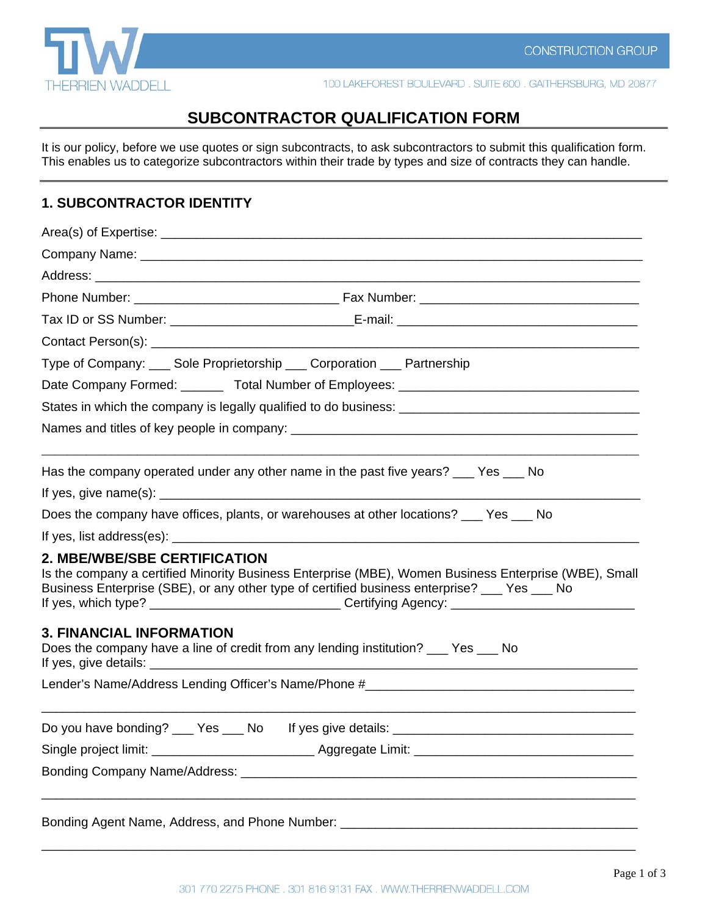THERRIEN WADDELL

CONSTRUCTION GROUP

100 LAKEFOREST BOULEVARD . SUITE 600 . GAITHERSBURG, MD 20877

# SUBCONTRACTOR QUALIFICATION FORM

It is our policy, before we use quotes or sign subcontracts, to ask subcontractors to submit this qualification form. This enables us to categorize subcontractors within their trade by types and size of contracts they can handle.

## 1. SUBCONTRACTOR IDENTITY

Area(s) of Expertise: ______________________________________________________________________

Company Name: ________________________________________________________________________

Address: _____________________________________________________________________________

Phone Number: ______________________________ Fax Number: ________________________________

Tax ID or SS Number: ___________________________E-mail: __________________________________

Contact Person(s): ______________________________________________________________________

Type of Company: ___ Sole Proprietorship ___ Corporation ___ Partnership

Date Company Formed: ______ Total Number of Employees: __________________________________

States in which the company is legally qualified to do business: __________________________________

Names and titles of key people in company: _________________________________________________

_____________________________________________________________________________________

Has the company operated under any other name in the past five years? ___ Yes ___ No

If yes, give name(s): _____________________________________________________________________

Does the company have offices, plants, or warehouses at other locations? ___ Yes ___ No

If yes, list address(es): ___________________________________________________________________

## 2. MBE/WBE/SBE CERTIFICATION

Is the company a certified Minority Business Enterprise (MBE), Women Business Enterprise (WBE), Small Business Enterprise (SBE), or any other type of certified business enterprise? ___ Yes ___ No
If yes, which type? ____________________________ Certifying Agency: __________________________

## 3. FINANCIAL INFORMATION

Does the company have a line of credit from any lending institution? ___ Yes ___ No
If yes, give details: _____________________________________________________________________

Lender's Name/Address Lending Officer's Name/Phone #_______________________________________

_____________________________________________________________________________________

Do you have bonding? ___ Yes ___ No If yes give details: __________________________________

Single project limit: ________________________ Aggregate Limit: ________________________________

Bonding Company Name/Address: __________________________________________________________

_____________________________________________________________________________________

Bonding Agent Name, Address, and Phone Number: ___________________________________________

_____________________________________________________________________________________

301 770 2275 PHONE . 301 816 9131 FAX . WWW.THERRIENWADDELL.COM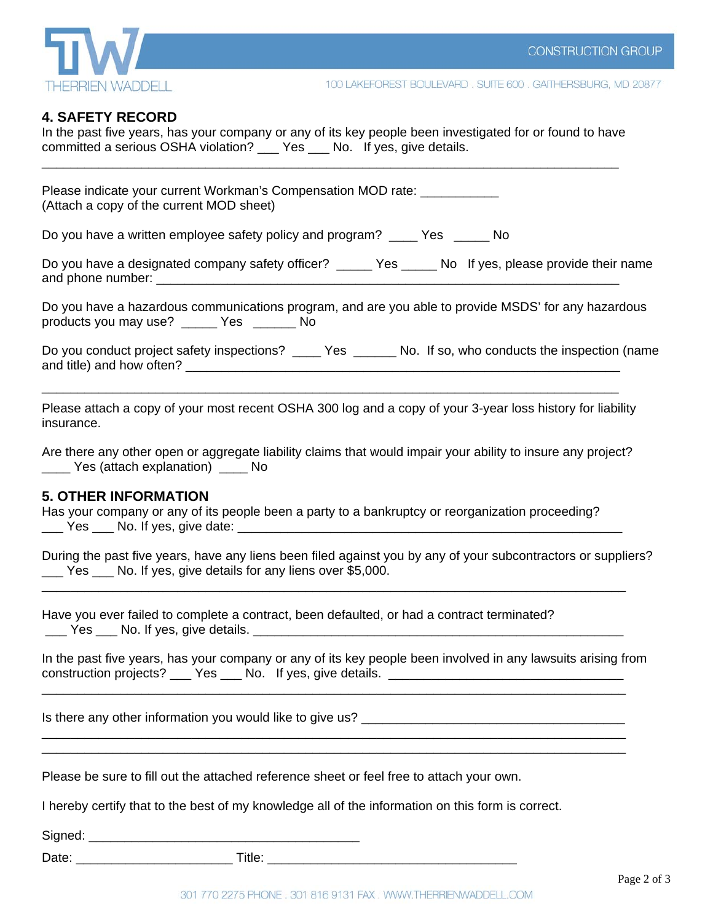## 4. SAFETY RECORD

In the past five years, has your company or any of its key people been investigated for or found to have committed a serious OSHA violation? ___ Yes ___ No. If yes, give details.

_______________________________________________________________________________

Please indicate your current Workman's Compensation MOD rate: ___________
(Attach a copy of the current MOD sheet)

Do you have a written employee safety policy and program? ____ Yes _____ No

Do you have a designated company safety officer? _____ Yes _____ No If yes, please provide their name and phone number: ______________________________________________________________

Do you have a hazardous communications program, and are you able to provide MSDS' for any hazardous products you may use? _____ Yes ______ No

Do you conduct project safety inspections? ____ Yes ______ No. If so, who conducts the inspection (name and title) and how often? ______________________________________________________________

_______________________________________________________________________________

Please attach a copy of your most recent OSHA 300 log and a copy of your 3-year loss history for liability insurance.

Are there any other open or aggregate liability claims that would impair your ability to insure any project? ____ Yes (attach explanation) ____ No

## 5. OTHER INFORMATION

Has your company or any of its people been a party to a bankruptcy or reorganization proceeding? ___ Yes ___ No. If yes, give date: ___________________________________________________

During the past five years, have any liens been filed against you by any of your subcontractors or suppliers? ___ Yes ___ No. If yes, give details for any liens over $5,000.

_______________________________________________________________________________

Have you ever failed to complete a contract, been defaulted, or had a contract terminated? ___ Yes ___ No. If yes, give details. ___________________________________________________

In the past five years, has your company or any of its key people been involved in any lawsuits arising from construction projects? ___ Yes ___ No. If yes, give details. ________________________________

_______________________________________________________________________________

Is there any other information you would like to give us? ____________________________________

_______________________________________________________________________________

_______________________________________________________________________________

Please be sure to fill out the attached reference sheet or feel free to attach your own.

I hereby certify that to the best of my knowledge all of the information on this form is correct.

Signed: ________________________________________

Date: ______________________ Title: ____________________________________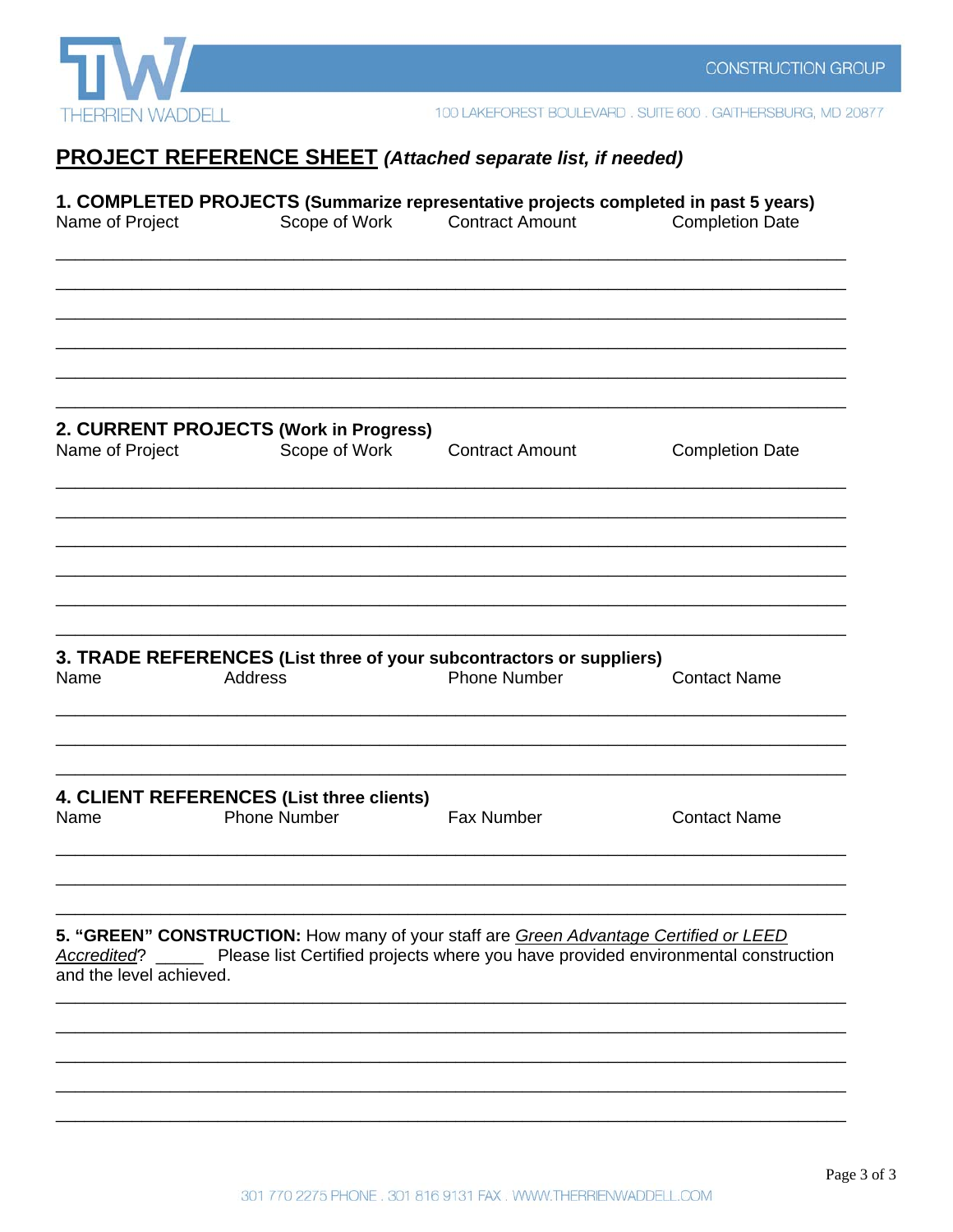# PROJECT REFERENCE SHEET *(Attached separate list, if needed)*

**1. COMPLETED PROJECTS (Summarize representative projects completed in past 5 years)**

| Name of Project | Scope of Work | Contract Amount | Completion Date |
| --- | --- | --- | --- |
| | | | |
| | | | |
| | | | |
| | | | |
| | | | |
| | | | |

**2. CURRENT PROJECTS (Work in Progress)**

| Name of Project | Scope of Work | Contract Amount | Completion Date |
| --- | --- | --- | --- |
| | | | |
| | | | |
| | | | |
| | | | |
| | | | |
| | | | |

**3. TRADE REFERENCES (List three of your subcontractors or suppliers)**

| Name | Address | Phone Number | Contact Name |
| --- | --- | --- | --- |
| | | | |
| | | | |
| | | | |

**4. CLIENT REFERENCES (List three clients)**

| Name | Phone Number | Fax Number | Contact Name |
| --- | --- | --- | --- |
| | | | |
| | | | |
| | | | |

**5. "GREEN" CONSTRUCTION:** How many of your staff are *Green Advantage Certified or LEED Accredited*? _____ Please list Certified projects where you have provided environmental construction and the level achieved.

______________________________________________________________________________

______________________________________________________________________________

______________________________________________________________________________

______________________________________________________________________________

______________________________________________________________________________